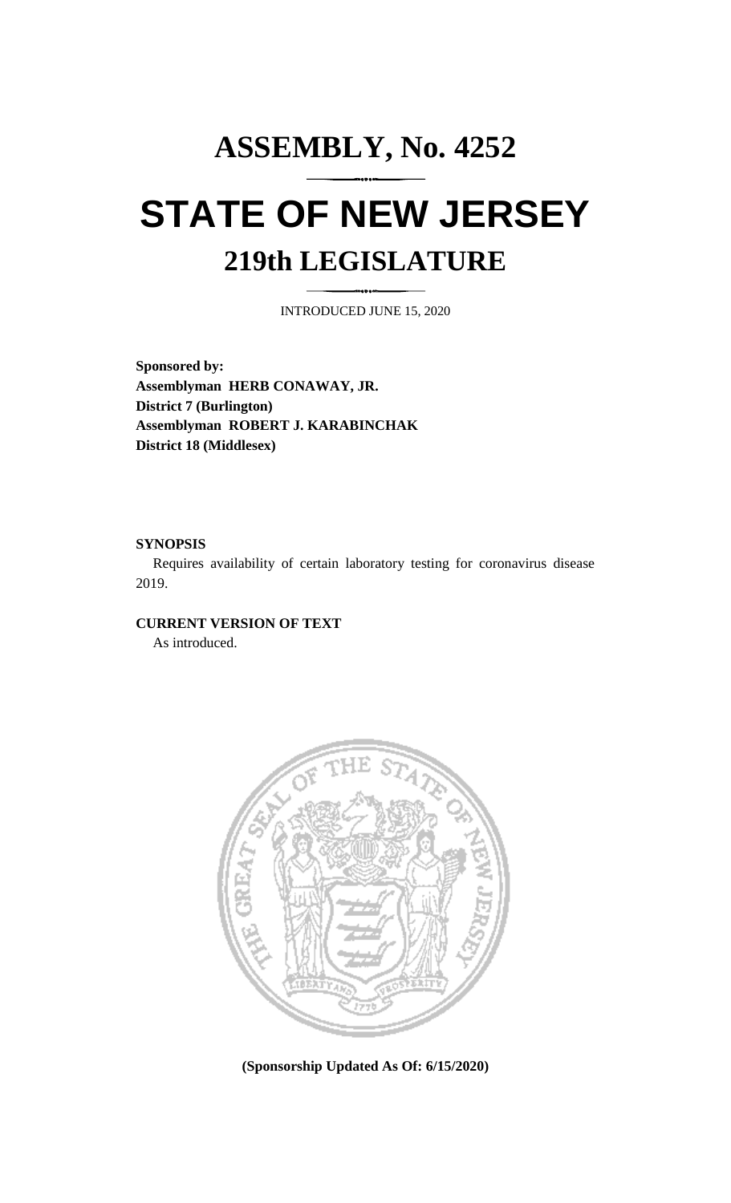# ASSEMBLY, No. 4252

# STATE OF NEW JERSEY

## 219th LEGISLATURE

INTRODUCED JUNE 15, 2020

**Sponsored by:**
**Assemblyman HERB CONAWAY, JR.**
**District 7 (Burlington)**
**Assemblyman ROBERT J. KARABINCHAK**
**District 18 (Middlesex)**

**SYNOPSIS**

Requires availability of certain laboratory testing for coronavirus disease 2019.

**CURRENT VERSION OF TEXT**

As introduced.

**(Sponsorship Updated As Of: 6/15/2020)**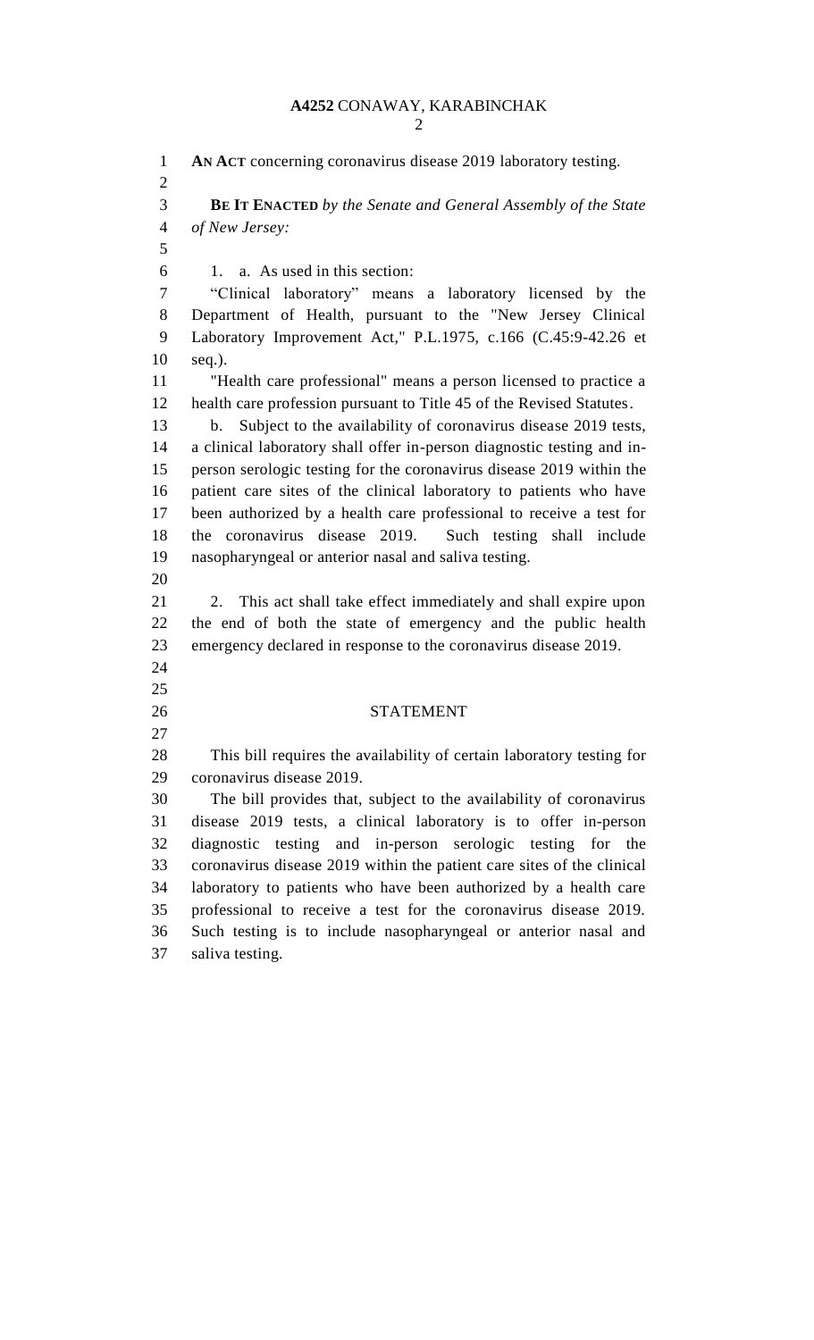**AN ACT** concerning coronavirus disease 2019 laboratory testing.

**BE IT ENACTED** *by the Senate and General Assembly of the State of New Jersey:*

1. a. As used in this section:

"Clinical laboratory" means a laboratory licensed by the Department of Health, pursuant to the "New Jersey Clinical Laboratory Improvement Act," P.L.1975, c.166 (C.45:9-42.26 et seq.).

"Health care professional" means a person licensed to practice a health care profession pursuant to Title 45 of the Revised Statutes.

b. Subject to the availability of coronavirus disease 2019 tests, a clinical laboratory shall offer in-person diagnostic testing and in-person serologic testing for the coronavirus disease 2019 within the patient care sites of the clinical laboratory to patients who have been authorized by a health care professional to receive a test for the coronavirus disease 2019. Such testing shall include nasopharyngeal or anterior nasal and saliva testing.

2. This act shall take effect immediately and shall expire upon the end of both the state of emergency and the public health emergency declared in response to the coronavirus disease 2019.

## STATEMENT

This bill requires the availability of certain laboratory testing for coronavirus disease 2019.

The bill provides that, subject to the availability of coronavirus disease 2019 tests, a clinical laboratory is to offer in-person diagnostic testing and in-person serologic testing for the coronavirus disease 2019 within the patient care sites of the clinical laboratory to patients who have been authorized by a health care professional to receive a test for the coronavirus disease 2019. Such testing is to include nasopharyngeal or anterior nasal and saliva testing.